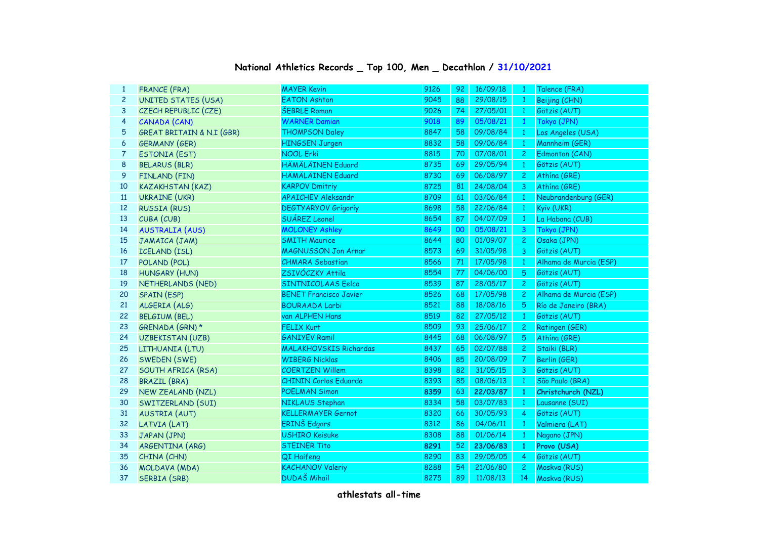## National Athletics Records _ Top 100, Men _ Decathlon / 31/10/2021

| | | | | | | | |
|---|---|---|---|---|---|---|---|
| 1 | FRANCE (FRA) | MAYER Kevin | 9126 | 92 | 16/09/18 | 1 | Talence (FRA) |
| 2 | UNITED STATES (USA) | EATON Ashton | 9045 | 88 | 29/08/15 | 1 | Beijing (CHN) |
| 3 | CZECH REPUBLIC (CZE) | ŠEBRLE Roman | 9026 | 74 | 27/05/01 | 1 | Götzis (AUT) |
| 4 | CANADA (CAN) | WARNER Damian | 9018 | 89 | 05/08/21 | 1 | Tokyo (JPN) |
| 5 | GREAT BRITAIN & N.I (GBR) | THOMPSON Daley | 8847 | 58 | 09/08/84 | 1 | Los Angeles (USA) |
| 6 | GERMANY (GER) | HINGSEN Jurgen | 8832 | 58 | 09/06/84 | 1 | Mannheim (GER) |
| 7 | ESTONIA (EST) | NOOL Erki | 8815 | 70 | 07/08/01 | 2 | Edmonton (CAN) |
| 8 | BELARUS (BLR) | HÄMÄLÄINEN Eduard | 8735 | 69 | 29/05/94 | 1 | Götzis (AUT) |
| 9 | FINLAND (FIN) | HÄMÄLÄINEN Eduard | 8730 | 69 | 06/08/97 | 2 | Athína (GRE) |
| 10 | KAZAKHSTAN (KAZ) | KARPOV Dmitriy | 8725 | 81 | 24/08/04 | 3 | Athína (GRE) |
| 11 | UKRAINE (UKR) | APAICHEV Aleksandr | 8709 | 61 | 03/06/84 | 1 | Neubrandenburg (GER) |
| 12 | RUSSIA (RUS) | DEGTYARYOV Grigoriy | 8698 | 58 | 22/06/84 | 1 | Kyiv (UKR) |
| 13 | CUBA (CUB) | SUÁREZ Leonel | 8654 | 87 | 04/07/09 | 1 | La Habana (CUB) |
| 14 | AUSTRALIA (AUS) | MOLONEY Ashley | 8649 | 00 | 05/08/21 | 3 | Tokyo (JPN) |
| 15 | JAMAICA (JAM) | SMITH Maurice | 8644 | 80 | 01/09/07 | 2 | Osaka (JPN) |
| 16 | ICELAND (ISL) | MAGNUSSON Jon Arnar | 8573 | 69 | 31/05/98 | 3 | Götzis (AUT) |
| 17 | POLAND (POL) | CHMARA Sebastian | 8566 | 71 | 17/05/98 | 1 | Alhama de Murcia (ESP) |
| 18 | HUNGARY (HUN) | ZSIVÓCZKY Attila | 8554 | 77 | 04/06/00 | 5 | Götzis (AUT) |
| 19 | NETHERLANDS (NED) | SINTNICOLAAS Eelco | 8539 | 87 | 28/05/17 | 2 | Götzis (AUT) |
| 20 | SPAIN (ESP) | BENET Francisco Javier | 8526 | 68 | 17/05/98 | 2 | Alhama de Murcia (ESP) |
| 21 | ALGERIA (ALG) | BOURAADA Larbi | 8521 | 88 | 18/08/16 | 5 | Río de Janeiro (BRA) |
| 22 | BELGIUM (BEL) | van ALPHEN Hans | 8519 | 82 | 27/05/12 | 1 | Götzis (AUT) |
| 23 | GRENADA (GRN) * | FELIX Kurt | 8509 | 93 | 25/06/17 | 2 | Ratingen (GER) |
| 24 | UZBEKISTAN (UZB) | GANIYEV Ramil | 8445 | 68 | 06/08/97 | 5 | Athína (GRE) |
| 25 | LITHUANIA (LTU) | MALAKHOVSKIS Richardas | 8437 | 65 | 02/07/88 | 2 | Staiki (BLR) |
| 26 | SWEDEN (SWE) | WIBERG Nicklas | 8406 | 85 | 20/08/09 | 7 | Berlin (GER) |
| 27 | SOUTH AFRICA (RSA) | COERTZEN Willem | 8398 | 82 | 31/05/15 | 3 | Götzis (AUT) |
| 28 | BRAZIL (BRA) | CHININ Carlos Eduardo | 8393 | 85 | 08/06/13 | 1 | São Paulo (BRA) |
| 29 | NEW ZEALAND (NZL) | POELMAN Simon | **8359** | 63 | **22/03/87** | **1** | **Christchurch (NZL)** |
| 30 | SWITZERLAND (SUI) | NIKLAUS Stephan | 8334 | 58 | 03/07/83 | 1 | Lausanne (SUI) |
| 31 | AUSTRIA (AUT) | KELLERMAYER Gernot | 8320 | 66 | 30/05/93 | 4 | Götzis (AUT) |
| 32 | LATVIA (LAT) | ERINŠ Edgars | 8312 | 86 | 04/06/11 | 1 | Valmiera (LAT) |
| 33 | JAPAN (JPN) | USHIRO Keisuke | 8308 | 88 | 01/06/14 | 1 | Nagano (JPN) |
| 34 | ARGENTINA (ARG) | STEINER Tito | **8291** | 52 | **23/06/83** | **1** | **Provo (USA)** |
| 35 | CHINA (CHN) | QI Haifeng | 8290 | 83 | 29/05/05 | 4 | Götzis (AUT) |
| 36 | MOLDAVA (MDA) | KACHANOV Valeriy | 8288 | 54 | 21/06/80 | 2 | Moskva (RUS) |
| 37 | SERBIA (SRB) | DUDAŠ Mihail | 8275 | 89 | 11/08/13 | 14 | Moskva (RUS) |

athlestats all-time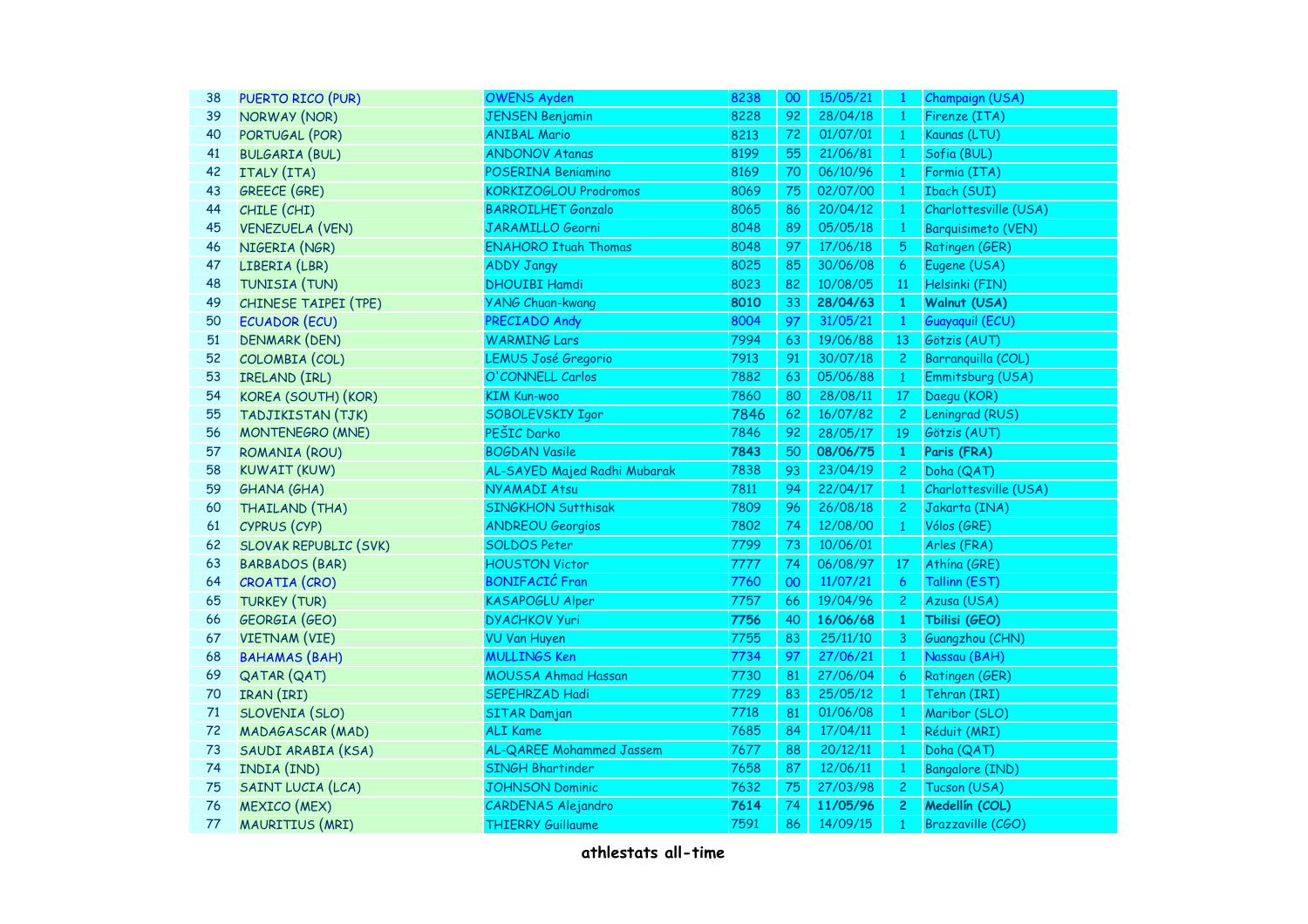| | | | | | | | |
|---|---|---|---|---|---|---|---|
| 38 | PUERTO RICO (PUR) | OWENS Ayden | 8238 | 00 | 15/05/21 | 1 | Champaign (USA) |
| 39 | NORWAY (NOR) | JENSEN Benjamin | 8228 | 92 | 28/04/18 | 1 | Firenze (ITA) |
| 40 | PORTUGAL (POR) | ANIBAL Mario | 8213 | 72 | 01/07/01 | 1 | Kaunas (LTU) |
| 41 | BULGARIA (BUL) | ANDONOV Atanas | 8199 | 55 | 21/06/81 | 1 | Sofia (BUL) |
| 42 | ITALY (ITA) | POSERINA Beniamino | 8169 | 70 | 06/10/96 | 1 | Formia (ITA) |
| 43 | GREECE (GRE) | KORKIZOGLOU Prodromos | 8069 | 75 | 02/07/00 | 1 | Ibach (SUI) |
| 44 | CHILE (CHI) | BARROILHET Gonzalo | 8065 | 86 | 20/04/12 | 1 | Charlottesville (USA) |
| 45 | VENEZUELA (VEN) | JARAMILLO Georni | 8048 | 89 | 05/05/18 | 1 | Barquisimeto (VEN) |
| 46 | NIGERIA (NGR) | ENAHORO Ituah Thomas | 8048 | 97 | 17/06/18 | 5 | Ratingen (GER) |
| 47 | LIBERIA (LBR) | ADDY Jangy | 8025 | 85 | 30/06/08 | 6 | Eugene (USA) |
| 48 | TUNISIA (TUN) | DHOUIBI Hamdi | 8023 | 82 | 10/08/05 | 11 | Helsinki (FIN) |
| 49 | CHINESE TAIPEI (TPE) | YANG Chuan-kwang | **8010** | 33 | **28/04/63** | **1** | **Walnut (USA)** |
| 50 | ECUADOR (ECU) | PRECIADO Andy | 8004 | 97 | 31/05/21 | 1 | Guayaquil (ECU) |
| 51 | DENMARK (DEN) | WARMING Lars | 7994 | 63 | 19/06/88 | 13 | Götzis (AUT) |
| 52 | COLOMBIA (COL) | LEMUS José Gregorio | 7913 | 91 | 30/07/18 | 2 | Barranquilla (COL) |
| 53 | IRELAND (IRL) | O'CONNELL Carlos | 7882 | 63 | 05/06/88 | 1 | Emmitsburg (USA) |
| 54 | KOREA (SOUTH) (KOR) | KIM Kun-woo | 7860 | 80 | 28/08/11 | 17 | Daegu (KOR) |
| 55 | TADJIKISTAN (TJK) | SOBOLEVSKIY Igor | 7846 | 62 | 16/07/82 | 2 | Leningrad (RUS) |
| 56 | MONTENEGRO (MNE) | PEŠIC Darko | 7846 | 92 | 28/05/17 | 19 | Götzis (AUT) |
| 57 | ROMANIA (ROU) | BOGDAN Vasile | **7843** | 50 | **08/06/75** | **1** | **Paris (FRA)** |
| 58 | KUWAIT (KUW) | AL-SAYED Majed Radhi Mubarak | 7838 | 93 | 23/04/19 | 2 | Doha (QAT) |
| 59 | GHANA (GHA) | NYAMADI Atsu | 7811 | 94 | 22/04/17 | 1 | Charlottesville (USA) |
| 60 | THAILAND (THA) | SINGKHON Sutthisak | 7809 | 96 | 26/08/18 | 2 | Jakarta (INA) |
| 61 | CYPRUS (CYP) | ANDREOU Georgios | 7802 | 74 | 12/08/00 | 1 | Vólos (GRE) |
| 62 | SLOVAK REPUBLIC (SVK) | SOLDOS Peter | 7799 | 73 | 10/06/01 | | Arles (FRA) |
| 63 | BARBADOS (BAR) | HOUSTON Victor | 7777 | 74 | 06/08/97 | 17 | Athína (GRE) |
| 64 | CROATIA (CRO) | BONIFACIĆ Fran | 7760 | 00 | 11/07/21 | 6 | Tallinn (EST) |
| 65 | TURKEY (TUR) | KASAPOGLU Alper | 7757 | 66 | 19/04/96 | 2 | Azusa (USA) |
| 66 | GEORGIA (GEO) | DYACHKOV Yuri | **7756** | 40 | **16/06/68** | **1** | **Tbilisi (GEO)** |
| 67 | VIETNAM (VIE) | VU Van Huyen | 7755 | 83 | 25/11/10 | 3 | Guangzhou (CHN) |
| 68 | BAHAMAS (BAH) | MULLINGS Ken | 7734 | 97 | 27/06/21 | 1 | Nassau (BAH) |
| 69 | QATAR (QAT) | MOUSSA Ahmad Hassan | 7730 | 81 | 27/06/04 | 6 | Ratingen (GER) |
| 70 | IRAN (IRI) | SEPEHRZAD Hadi | 7729 | 83 | 25/05/12 | 1 | Tehran (IRI) |
| 71 | SLOVENIA (SLO) | SITAR Damjan | 7718 | 81 | 01/06/08 | 1 | Maribor (SLO) |
| 72 | MADAGASCAR (MAD) | ALI Kame | 7685 | 84 | 17/04/11 | 1 | Réduit (MRI) |
| 73 | SAUDI ARABIA (KSA) | AL-QAREE Mohammed Jassem | 7677 | 88 | 20/12/11 | 1 | Doha (QAT) |
| 74 | INDIA (IND) | SINGH Bhartinder | 7658 | 87 | 12/06/11 | 1 | Bangalore (IND) |
| 75 | SAINT LUCIA (LCA) | JOHNSON Dominic | 7632 | 75 | 27/03/98 | 2 | Tucson (USA) |
| 76 | MEXICO (MEX) | CARDENAS Alejandro | **7614** | 74 | **11/05/96** | **2** | **Medellín (COL)** |
| 77 | MAURITIUS (MRI) | THIERRY Guillaume | 7591 | 86 | 14/09/15 | 1 | Brazzaville (CGO) |

**athlestats all-time**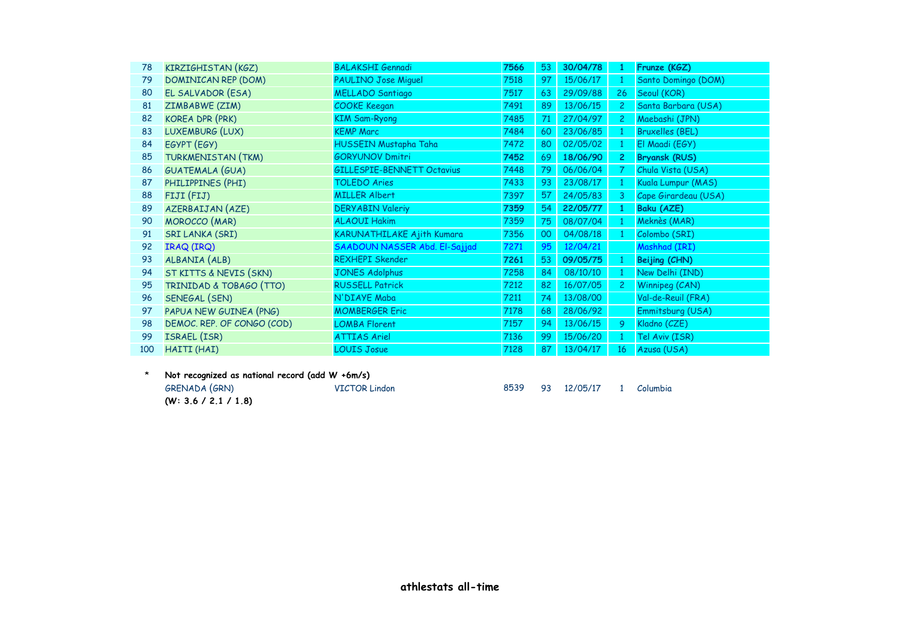| | | | | | | | |
|---|---|---|---|---|---|---|---|
| 78 | KIRZIGHISTAN (KGZ) | BALAKSHI Gennadi | **7566** | 53 | **30/04/78** | **1** | **Frunze (KGZ)** |
| 79 | DOMINICAN REP (DOM) | PAULINO Jose Miguel | 7518 | 97 | 15/06/17 | 1 | Santo Domingo (DOM) |
| 80 | EL SALVADOR (ESA) | MELLADO Santiago | 7517 | 63 | 29/09/88 | 26 | Seoul (KOR) |
| 81 | ZIMBABWE (ZIM) | COOKE Keegan | 7491 | 89 | 13/06/15 | 2 | Santa Barbara (USA) |
| 82 | KOREA DPR (PRK) | KIM Sam-Ryong | 7485 | 71 | 27/04/97 | 2 | Maebashi (JPN) |
| 83 | LUXEMBURG (LUX) | KEMP Marc | 7484 | 60 | 23/06/85 | 1 | Bruxelles (BEL) |
| 84 | EGYPT (EGY) | HUSSEIN Mustapha Taha | 7472 | 80 | 02/05/02 | 1 | El Maadi (EGY) |
| 85 | TURKMENISTAN (TKM) | GORYUNOV Dmitri | **7452** | 69 | **18/06/90** | **2** | **Bryansk (RUS)** |
| 86 | GUATEMALA (GUA) | GILLESPIE-BENNETT Octavius | 7448 | 79 | 06/06/04 | 7 | Chula Vista (USA) |
| 87 | PHILIPPINES (PHI) | TOLEDO Aries | 7433 | 93 | 23/08/17 | 1 | Kuala Lumpur (MAS) |
| 88 | FIJI (FIJ) | MILLER Albert | 7397 | 57 | 24/05/83 | 3 | Cape Girardeau (USA) |
| 89 | AZERBAIJAN (AZE) | DERYABIN Valeriy | **7359** | 54 | **22/05/77** | **1** | **Baku (AZE)** |
| 90 | MOROCCO (MAR) | ALAOUI Hakim | 7359 | 75 | 08/07/04 | 1 | Meknès (MAR) |
| 91 | SRI LANKA (SRI) | KARUNATHILAKE Ajith Kumara | 7356 | 00 | 04/08/18 | 1 | Colombo (SRI) |
| 92 | IRAQ (IRQ) | SAADOUN NASSER Abd. El-Sajjad | 7271 | 95 | 12/04/21 | | Mashhad (IRI) |
| 93 | ALBANIA (ALB) | REXHEPI Skender | **7261** | 53 | **09/05/75** | 1 | **Beijing (CHN)** |
| 94 | ST KITTS & NEVIS (SKN) | JONES Adolphus | 7258 | 84 | 08/10/10 | 1 | New Delhi (IND) |
| 95 | TRINIDAD & TOBAGO (TTO) | RUSSELL Patrick | 7212 | 82 | 16/07/05 | 2 | Winnipeg (CAN) |
| 96 | SENEGAL (SEN) | N'DIAYE Maba | 7211 | 74 | 13/08/00 | | Val-de-Reuil (FRA) |
| 97 | PAPUA NEW GUINEA (PNG) | MOMBERGER Eric | 7178 | 68 | 28/06/92 | | Emmitsburg (USA) |
| 98 | DEMOC. REP. OF CONGO (COD) | LOMBA Florent | 7157 | 94 | 13/06/15 | 9 | Kladno (CZE) |
| 99 | ISRAEL (ISR) | ATTIAS Ariel | 7136 | 99 | 15/06/20 | 1 | Tel Aviv (ISR) |
| 100 | HAITI (HAI) | LOUIS Josue | 7128 | 87 | 13/04/17 | 16 | Azusa (USA) |

| | | | | | | | |
|---|---|---|---|---|---|---|---|
| * | **Not recognized as national record (add W +6m/s)** | | | | | | |
| | GRENADA (GRN) | VICTOR Lindon | 8539 | 93 | 12/05/17 | 1 | Columbia |
| | **(W: 3.6 / 2.1 / 1.8)** | | | | | | |

**athlestats all-time**